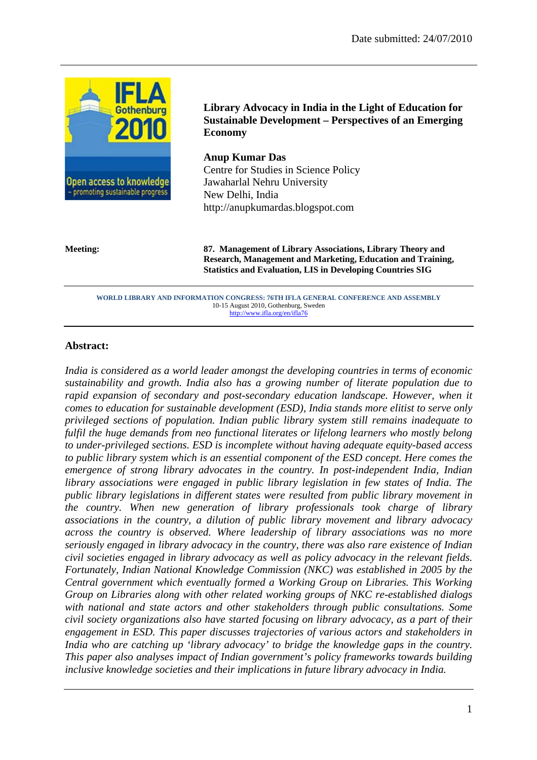Date submitted: 24/07/2010

**Library Advocacy in India in the Light of Education for Sustainable Development – Perspectives of an Emerging Economy**

**Anup Kumar Das**
Centre for Studies in Science Policy
Jawaharlal Nehru University
New Delhi, India
http://anupkumardas.blogspot.com

**Meeting:** **87. Management of Library Associations, Library Theory and Research, Management and Marketing, Education and Training, Statistics and Evaluation, LIS in Developing Countries SIG**

**WORLD LIBRARY AND INFORMATION CONGRESS: 76TH IFLA GENERAL CONFERENCE AND ASSEMBLY**
10-15 August 2010, Gothenburg, Sweden
http://www.ifla.org/en/ifla76

## Abstract:

*India is considered as a world leader amongst the developing countries in terms of economic sustainability and growth. India also has a growing number of literate population due to rapid expansion of secondary and post-secondary education landscape. However, when it comes to education for sustainable development (ESD), India stands more elitist to serve only privileged sections of population. Indian public library system still remains inadequate to fulfil the huge demands from neo functional literates or lifelong learners who mostly belong to under-privileged sections. ESD is incomplete without having adequate equity-based access to public library system which is an essential component of the ESD concept. Here comes the emergence of strong library advocates in the country. In post-independent India, Indian library associations were engaged in public library legislation in few states of India. The public library legislations in different states were resulted from public library movement in the country. When new generation of library professionals took charge of library associations in the country, a dilution of public library movement and library advocacy across the country is observed. Where leadership of library associations was no more seriously engaged in library advocacy in the country, there was also rare existence of Indian civil societies engaged in library advocacy as well as policy advocacy in the relevant fields. Fortunately, Indian National Knowledge Commission (NKC) was established in 2005 by the Central government which eventually formed a Working Group on Libraries. This Working Group on Libraries along with other related working groups of NKC re-established dialogs with national and state actors and other stakeholders through public consultations. Some civil society organizations also have started focusing on library advocacy, as a part of their engagement in ESD. This paper discusses trajectories of various actors and stakeholders in India who are catching up 'library advocacy' to bridge the knowledge gaps in the country. This paper also analyses impact of Indian government's policy frameworks towards building inclusive knowledge societies and their implications in future library advocacy in India.*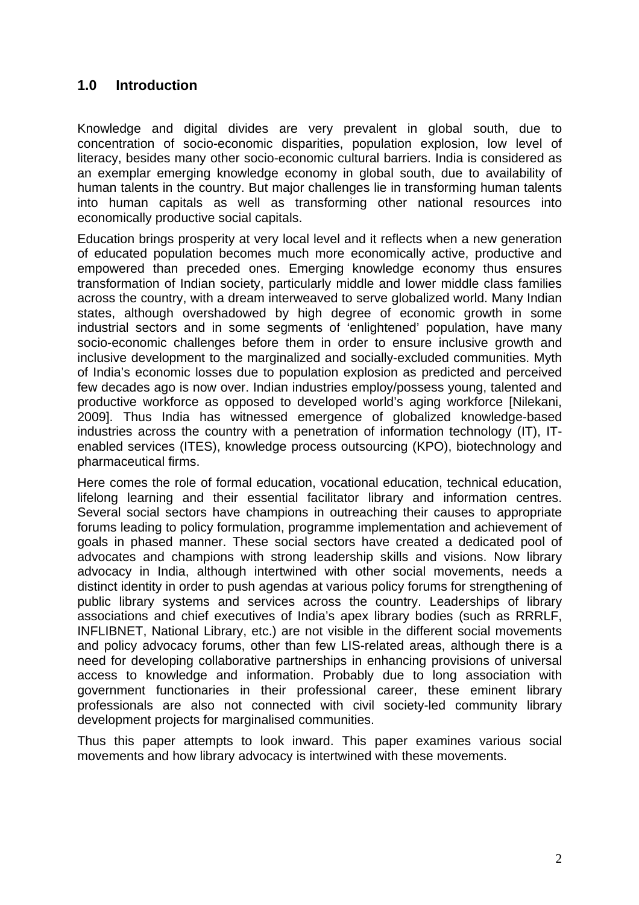## 1.0 Introduction

Knowledge and digital divides are very prevalent in global south, due to concentration of socio-economic disparities, population explosion, low level of literacy, besides many other socio-economic cultural barriers. India is considered as an exemplar emerging knowledge economy in global south, due to availability of human talents in the country. But major challenges lie in transforming human talents into human capitals as well as transforming other national resources into economically productive social capitals.

Education brings prosperity at very local level and it reflects when a new generation of educated population becomes much more economically active, productive and empowered than preceded ones. Emerging knowledge economy thus ensures transformation of Indian society, particularly middle and lower middle class families across the country, with a dream interweaved to serve globalized world. Many Indian states, although overshadowed by high degree of economic growth in some industrial sectors and in some segments of 'enlightened' population, have many socio-economic challenges before them in order to ensure inclusive growth and inclusive development to the marginalized and socially-excluded communities. Myth of India's economic losses due to population explosion as predicted and perceived few decades ago is now over. Indian industries employ/possess young, talented and productive workforce as opposed to developed world's aging workforce [Nilekani, 2009]. Thus India has witnessed emergence of globalized knowledge-based industries across the country with a penetration of information technology (IT), IT-enabled services (ITES), knowledge process outsourcing (KPO), biotechnology and pharmaceutical firms.

Here comes the role of formal education, vocational education, technical education, lifelong learning and their essential facilitator library and information centres. Several social sectors have champions in outreaching their causes to appropriate forums leading to policy formulation, programme implementation and achievement of goals in phased manner. These social sectors have created a dedicated pool of advocates and champions with strong leadership skills and visions. Now library advocacy in India, although intertwined with other social movements, needs a distinct identity in order to push agendas at various policy forums for strengthening of public library systems and services across the country. Leaderships of library associations and chief executives of India's apex library bodies (such as RRRLF, INFLIBNET, National Library, etc.) are not visible in the different social movements and policy advocacy forums, other than few LIS-related areas, although there is a need for developing collaborative partnerships in enhancing provisions of universal access to knowledge and information. Probably due to long association with government functionaries in their professional career, these eminent library professionals are also not connected with civil society-led community library development projects for marginalised communities.

Thus this paper attempts to look inward. This paper examines various social movements and how library advocacy is intertwined with these movements.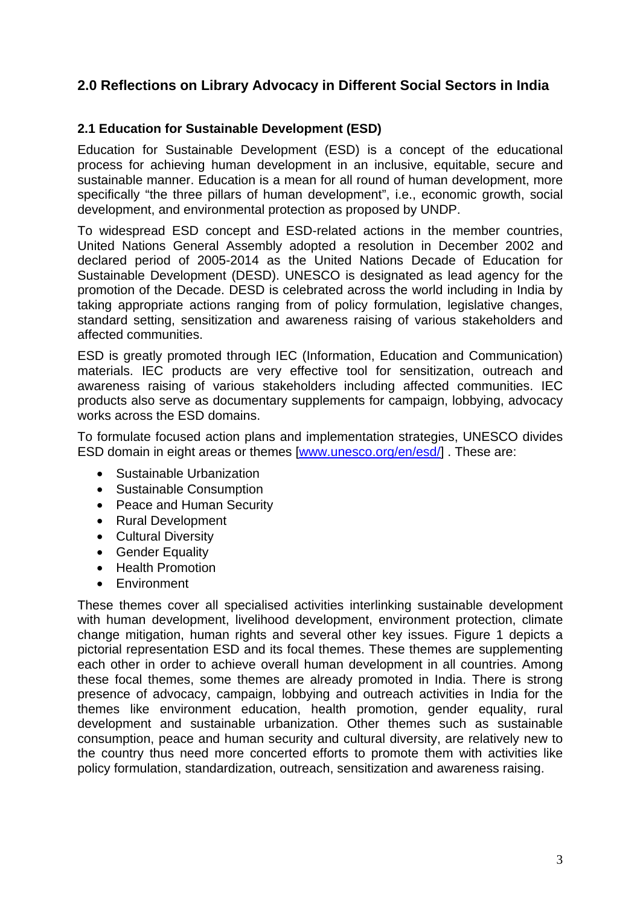## 2.0 Reflections on Library Advocacy in Different Social Sectors in India

### 2.1 Education for Sustainable Development (ESD)

Education for Sustainable Development (ESD) is a concept of the educational process for achieving human development in an inclusive, equitable, secure and sustainable manner. Education is a mean for all round of human development, more specifically "the three pillars of human development", i.e., economic growth, social development, and environmental protection as proposed by UNDP.

To widespread ESD concept and ESD-related actions in the member countries, United Nations General Assembly adopted a resolution in December 2002 and declared period of 2005-2014 as the United Nations Decade of Education for Sustainable Development (DESD). UNESCO is designated as lead agency for the promotion of the Decade. DESD is celebrated across the world including in India by taking appropriate actions ranging from of policy formulation, legislative changes, standard setting, sensitization and awareness raising of various stakeholders and affected communities.

ESD is greatly promoted through IEC (Information, Education and Communication) materials. IEC products are very effective tool for sensitization, outreach and awareness raising of various stakeholders including affected communities. IEC products also serve as documentary supplements for campaign, lobbying, advocacy works across the ESD domains.

To formulate focused action plans and implementation strategies, UNESCO divides ESD domain in eight areas or themes [www.unesco.org/en/esd/] . These are:

- Sustainable Urbanization
- Sustainable Consumption
- Peace and Human Security
- Rural Development
- Cultural Diversity
- Gender Equality
- Health Promotion
- Environment

These themes cover all specialised activities interlinking sustainable development with human development, livelihood development, environment protection, climate change mitigation, human rights and several other key issues. Figure 1 depicts a pictorial representation ESD and its focal themes. These themes are supplementing each other in order to achieve overall human development in all countries. Among these focal themes, some themes are already promoted in India. There is strong presence of advocacy, campaign, lobbying and outreach activities in India for the themes like environment education, health promotion, gender equality, rural development and sustainable urbanization. Other themes such as sustainable consumption, peace and human security and cultural diversity, are relatively new to the country thus need more concerted efforts to promote them with activities like policy formulation, standardization, outreach, sensitization and awareness raising.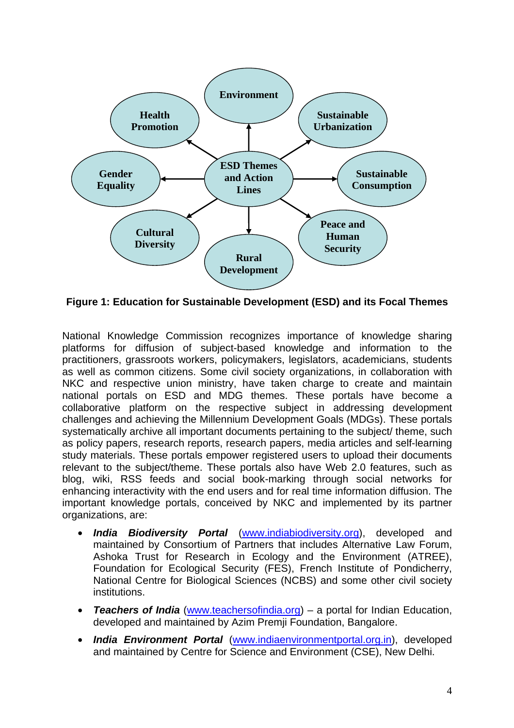Environment

Health Promotion

Sustainable Urbanization

Gender Equality

ESD Themes and Action Lines

Sustainable Consumption

Cultural Diversity

Peace and Human Security

Rural Development

**Figure 1: Education for Sustainable Development (ESD) and its Focal Themes**

National Knowledge Commission recognizes importance of knowledge sharing platforms for diffusion of subject-based knowledge and information to the practitioners, grassroots workers, policymakers, legislators, academicians, students as well as common citizens. Some civil society organizations, in collaboration with NKC and respective union ministry, have taken charge to create and maintain national portals on ESD and MDG themes. These portals have become a collaborative platform on the respective subject in addressing development challenges and achieving the Millennium Development Goals (MDGs). These portals systematically archive all important documents pertaining to the subject/ theme, such as policy papers, research reports, research papers, media articles and self-learning study materials. These portals empower registered users to upload their documents relevant to the subject/theme. These portals also have Web 2.0 features, such as blog, wiki, RSS feeds and social book-marking through social networks for enhancing interactivity with the end users and for real time information diffusion. The important knowledge portals, conceived by NKC and implemented by its partner organizations, are:

- ***India Biodiversity Portal*** (www.indiabiodiversity.org), developed and maintained by Consortium of Partners that includes Alternative Law Forum, Ashoka Trust for Research in Ecology and the Environment (ATREE), Foundation for Ecological Security (FES), French Institute of Pondicherry, National Centre for Biological Sciences (NCBS) and some other civil society institutions.
- ***Teachers of India*** (www.teachersofindia.org) – a portal for Indian Education, developed and maintained by Azim Premji Foundation, Bangalore.
- ***India Environment Portal*** (www.indiaenvironmentportal.org.in), developed and maintained by Centre for Science and Environment (CSE), New Delhi.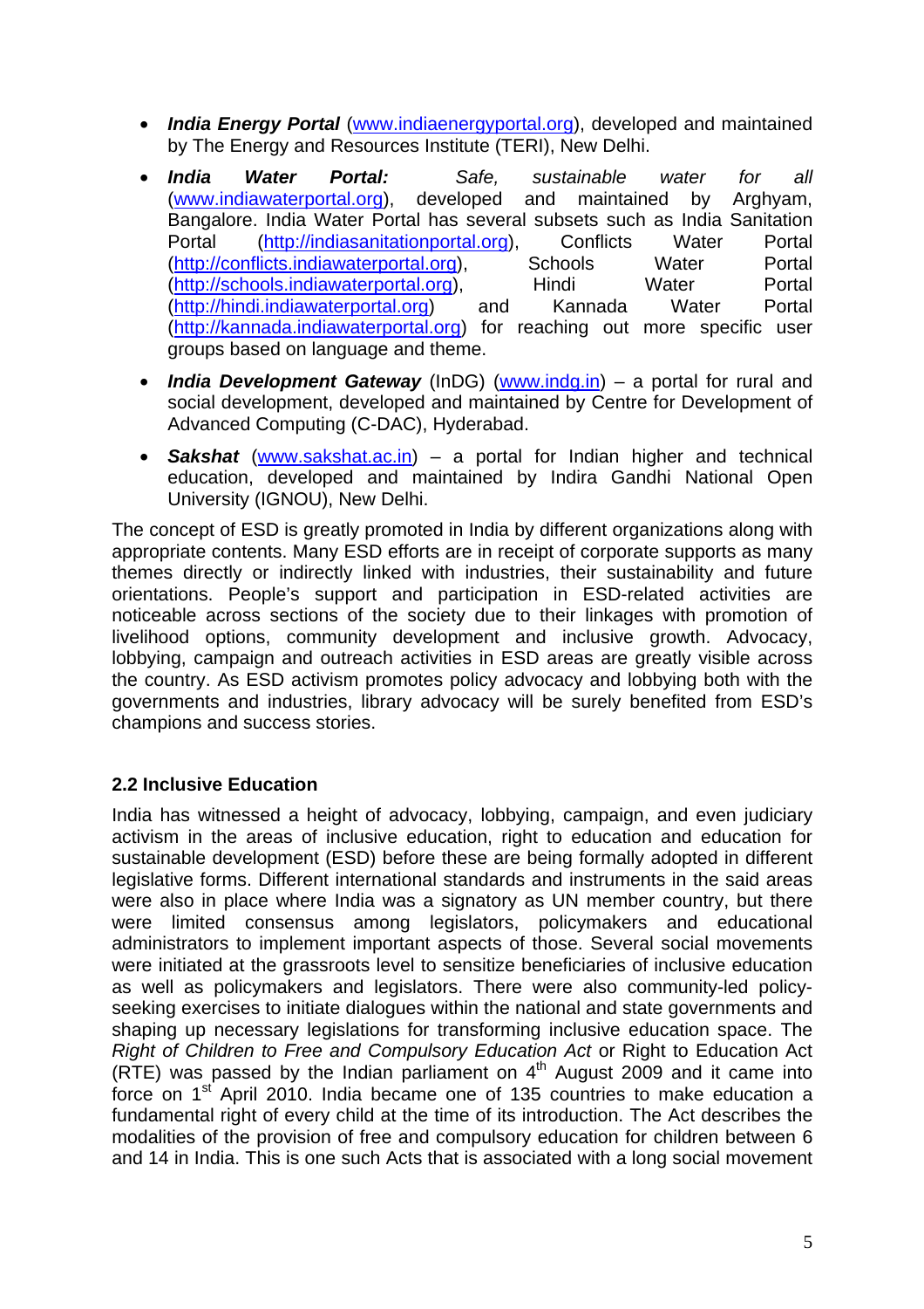- ***India Energy Portal*** (www.indiaenergyportal.org), developed and maintained by The Energy and Resources Institute (TERI), New Delhi.
- ***India Water Portal:*** *Safe, sustainable water for all* (www.indiawaterportal.org), developed and maintained by Arghyam, Bangalore. India Water Portal has several subsets such as India Sanitation Portal (http://indiasanitationportal.org), Conflicts Water Portal (http://conflicts.indiawaterportal.org), Schools Water Portal (http://schools.indiawaterportal.org), Hindi Water Portal (http://hindi.indiawaterportal.org) and Kannada Water Portal (http://kannada.indiawaterportal.org) for reaching out more specific user groups based on language and theme.
- ***India Development Gateway*** (InDG) (www.indg.in) – a portal for rural and social development, developed and maintained by Centre for Development of Advanced Computing (C-DAC), Hyderabad.
- ***Sakshat*** (www.sakshat.ac.in) – a portal for Indian higher and technical education, developed and maintained by Indira Gandhi National Open University (IGNOU), New Delhi.

The concept of ESD is greatly promoted in India by different organizations along with appropriate contents. Many ESD efforts are in receipt of corporate supports as many themes directly or indirectly linked with industries, their sustainability and future orientations. People's support and participation in ESD-related activities are noticeable across sections of the society due to their linkages with promotion of livelihood options, community development and inclusive growth. Advocacy, lobbying, campaign and outreach activities in ESD areas are greatly visible across the country. As ESD activism promotes policy advocacy and lobbying both with the governments and industries, library advocacy will be surely benefited from ESD's champions and success stories.

## 2.2 Inclusive Education

India has witnessed a height of advocacy, lobbying, campaign, and even judiciary activism in the areas of inclusive education, right to education and education for sustainable development (ESD) before these are being formally adopted in different legislative forms. Different international standards and instruments in the said areas were also in place where India was a signatory as UN member country, but there were limited consensus among legislators, policymakers and educational administrators to implement important aspects of those. Several social movements were initiated at the grassroots level to sensitize beneficiaries of inclusive education as well as policymakers and legislators. There were also community-led policy-seeking exercises to initiate dialogues within the national and state governments and shaping up necessary legislations for transforming inclusive education space. The *Right of Children to Free and Compulsory Education Act* or Right to Education Act (RTE) was passed by the Indian parliament on 4th August 2009 and it came into force on 1st April 2010. India became one of 135 countries to make education a fundamental right of every child at the time of its introduction. The Act describes the modalities of the provision of free and compulsory education for children between 6 and 14 in India. This is one such Acts that is associated with a long social movement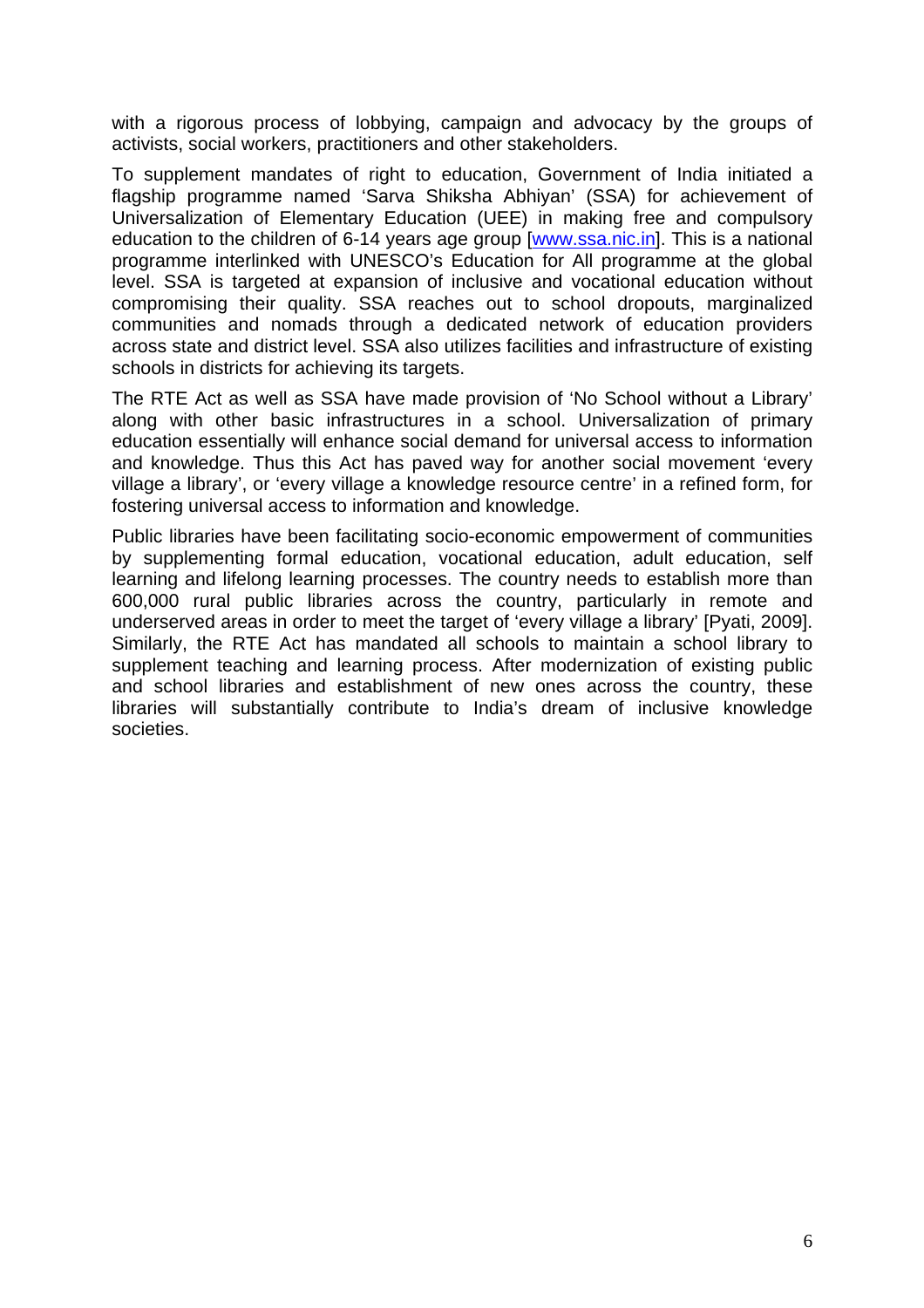with a rigorous process of lobbying, campaign and advocacy by the groups of activists, social workers, practitioners and other stakeholders.

To supplement mandates of right to education, Government of India initiated a flagship programme named 'Sarva Shiksha Abhiyan' (SSA) for achievement of Universalization of Elementary Education (UEE) in making free and compulsory education to the children of 6-14 years age group [www.ssa.nic.in]. This is a national programme interlinked with UNESCO's Education for All programme at the global level. SSA is targeted at expansion of inclusive and vocational education without compromising their quality. SSA reaches out to school dropouts, marginalized communities and nomads through a dedicated network of education providers across state and district level. SSA also utilizes facilities and infrastructure of existing schools in districts for achieving its targets.

The RTE Act as well as SSA have made provision of 'No School without a Library' along with other basic infrastructures in a school. Universalization of primary education essentially will enhance social demand for universal access to information and knowledge. Thus this Act has paved way for another social movement 'every village a library', or 'every village a knowledge resource centre' in a refined form, for fostering universal access to information and knowledge.

Public libraries have been facilitating socio-economic empowerment of communities by supplementing formal education, vocational education, adult education, self learning and lifelong learning processes. The country needs to establish more than 600,000 rural public libraries across the country, particularly in remote and underserved areas in order to meet the target of 'every village a library' [Pyati, 2009]. Similarly, the RTE Act has mandated all schools to maintain a school library to supplement teaching and learning process. After modernization of existing public and school libraries and establishment of new ones across the country, these libraries will substantially contribute to India's dream of inclusive knowledge societies.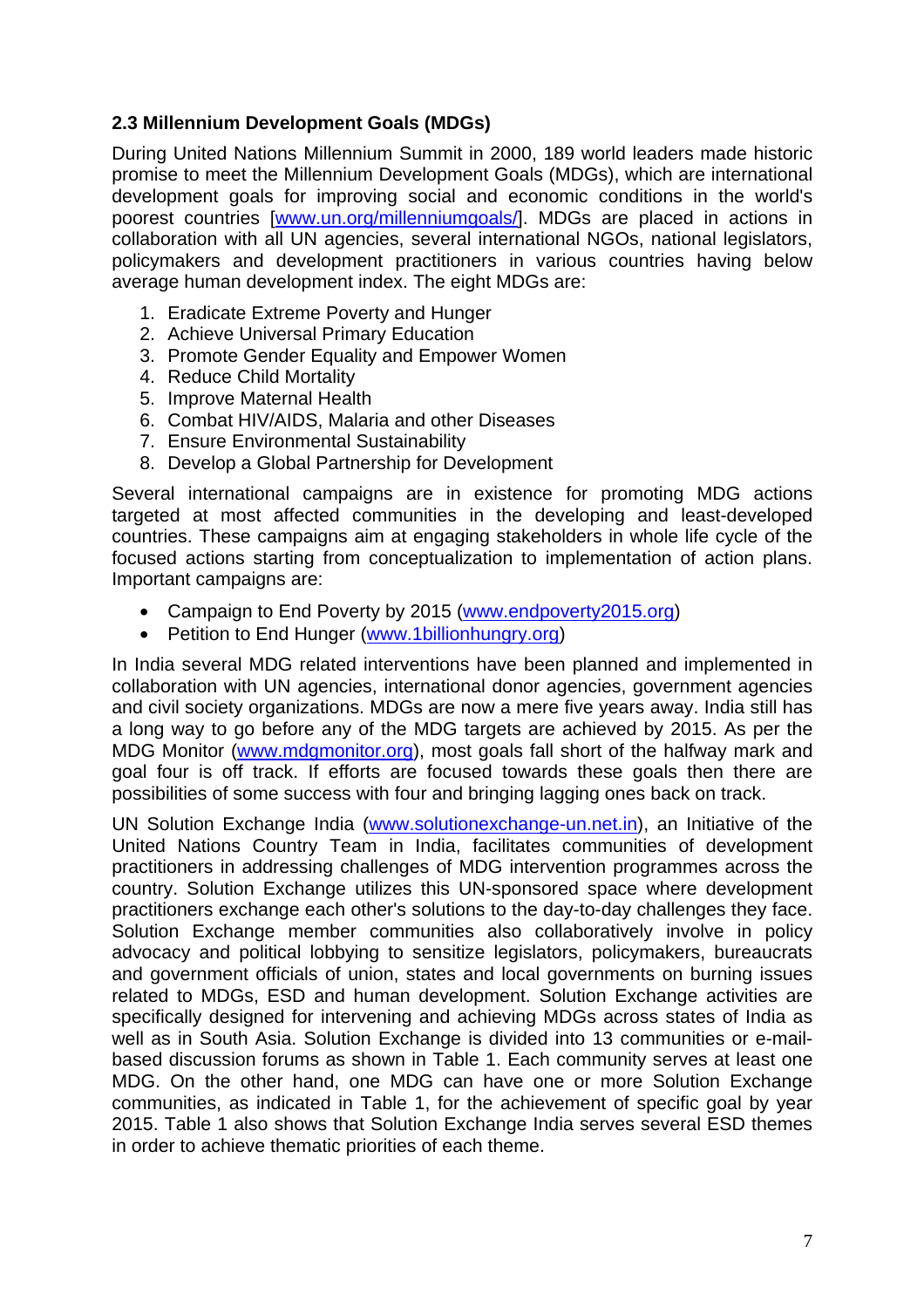### 2.3 Millennium Development Goals (MDGs)

During United Nations Millennium Summit in 2000, 189 world leaders made historic promise to meet the Millennium Development Goals (MDGs), which are international development goals for improving social and economic conditions in the world's poorest countries [www.un.org/millenniumgoals/]. MDGs are placed in actions in collaboration with all UN agencies, several international NGOs, national legislators, policymakers and development practitioners in various countries having below average human development index. The eight MDGs are:

1. Eradicate Extreme Poverty and Hunger
2. Achieve Universal Primary Education
3. Promote Gender Equality and Empower Women
4. Reduce Child Mortality
5. Improve Maternal Health
6. Combat HIV/AIDS, Malaria and other Diseases
7. Ensure Environmental Sustainability
8. Develop a Global Partnership for Development

Several international campaigns are in existence for promoting MDG actions targeted at most affected communities in the developing and least-developed countries. These campaigns aim at engaging stakeholders in whole life cycle of the focused actions starting from conceptualization to implementation of action plans. Important campaigns are:

- Campaign to End Poverty by 2015 (www.endpoverty2015.org)
- Petition to End Hunger (www.1billionhungry.org)

In India several MDG related interventions have been planned and implemented in collaboration with UN agencies, international donor agencies, government agencies and civil society organizations. MDGs are now a mere five years away. India still has a long way to go before any of the MDG targets are achieved by 2015. As per the MDG Monitor (www.mdgmonitor.org), most goals fall short of the halfway mark and goal four is off track. If efforts are focused towards these goals then there are possibilities of some success with four and bringing lagging ones back on track.

UN Solution Exchange India (www.solutionexchange-un.net.in), an Initiative of the United Nations Country Team in India, facilitates communities of development practitioners in addressing challenges of MDG intervention programmes across the country. Solution Exchange utilizes this UN-sponsored space where development practitioners exchange each other's solutions to the day-to-day challenges they face. Solution Exchange member communities also collaboratively involve in policy advocacy and political lobbying to sensitize legislators, policymakers, bureaucrats and government officials of union, states and local governments on burning issues related to MDGs, ESD and human development. Solution Exchange activities are specifically designed for intervening and achieving MDGs across states of India as well as in South Asia. Solution Exchange is divided into 13 communities or e-mail-based discussion forums as shown in Table 1. Each community serves at least one MDG. On the other hand, one MDG can have one or more Solution Exchange communities, as indicated in Table 1, for the achievement of specific goal by year 2015. Table 1 also shows that Solution Exchange India serves several ESD themes in order to achieve thematic priorities of each theme.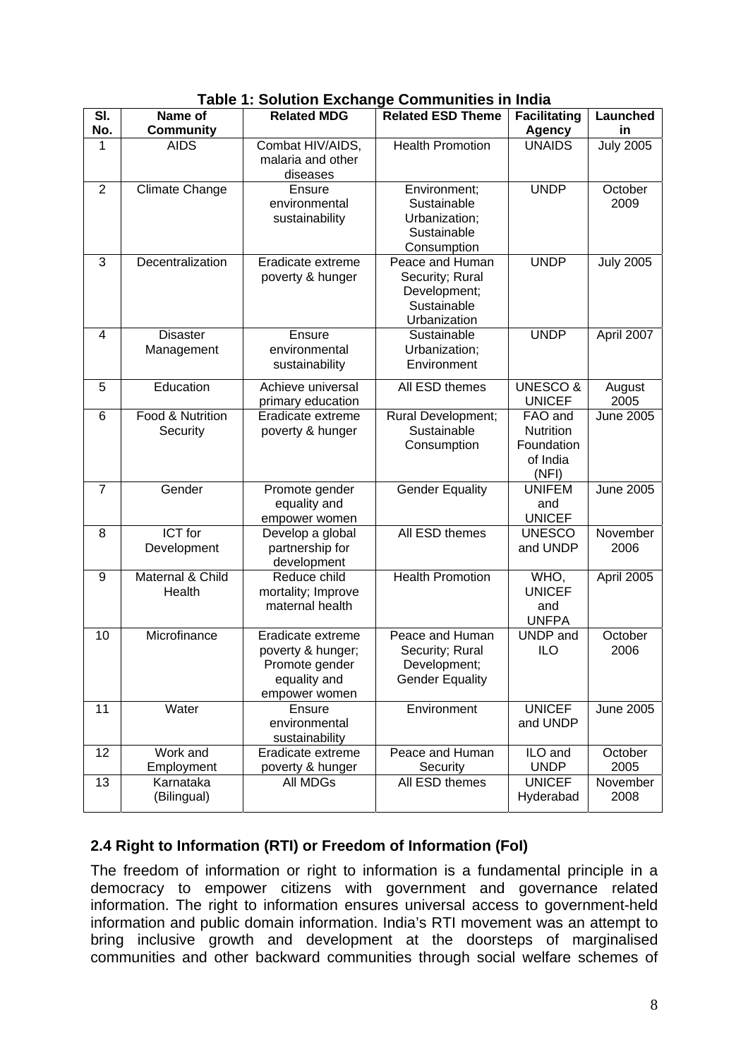**Table 1: Solution Exchange Communities in India**

| Sl. No. | Name of Community | Related MDG | Related ESD Theme | Facilitating Agency | Launched in |
|---|---|---|---|---|---|
| 1 | AIDS | Combat HIV/AIDS, malaria and other diseases | Health Promotion | UNAIDS | July 2005 |
| 2 | Climate Change | Ensure environmental sustainability | Environment; Sustainable Urbanization; Sustainable Consumption | UNDP | October 2009 |
| 3 | Decentralization | Eradicate extreme poverty & hunger | Peace and Human Security; Rural Development; Sustainable Urbanization | UNDP | July 2005 |
| 4 | Disaster Management | Ensure environmental sustainability | Sustainable Urbanization; Environment | UNDP | April 2007 |
| 5 | Education | Achieve universal primary education | All ESD themes | UNESCO & UNICEF | August 2005 |
| 6 | Food & Nutrition Security | Eradicate extreme poverty & hunger | Rural Development; Sustainable Consumption | FAO and Nutrition Foundation of India (NFI) | June 2005 |
| 7 | Gender | Promote gender equality and empower women | Gender Equality | UNIFEM and UNICEF | June 2005 |
| 8 | ICT for Development | Develop a global partnership for development | All ESD themes | UNESCO and UNDP | November 2006 |
| 9 | Maternal & Child Health | Reduce child mortality; Improve maternal health | Health Promotion | WHO, UNICEF and UNFPA | April 2005 |
| 10 | Microfinance | Eradicate extreme poverty & hunger; Promote gender equality and empower women | Peace and Human Security; Rural Development; Gender Equality | UNDP and ILO | October 2006 |
| 11 | Water | Ensure environmental sustainability | Environment | UNICEF and UNDP | June 2005 |
| 12 | Work and Employment | Eradicate extreme poverty & hunger | Peace and Human Security | ILO and UNDP | October 2005 |
| 13 | Karnataka (Bilingual) | All MDGs | All ESD themes | UNICEF Hyderabad | November 2008 |

### 2.4 Right to Information (RTI) or Freedom of Information (FoI)

The freedom of information or right to information is a fundamental principle in a democracy to empower citizens with government and governance related information. The right to information ensures universal access to government-held information and public domain information. India's RTI movement was an attempt to bring inclusive growth and development at the doorsteps of marginalised communities and other backward communities through social welfare schemes of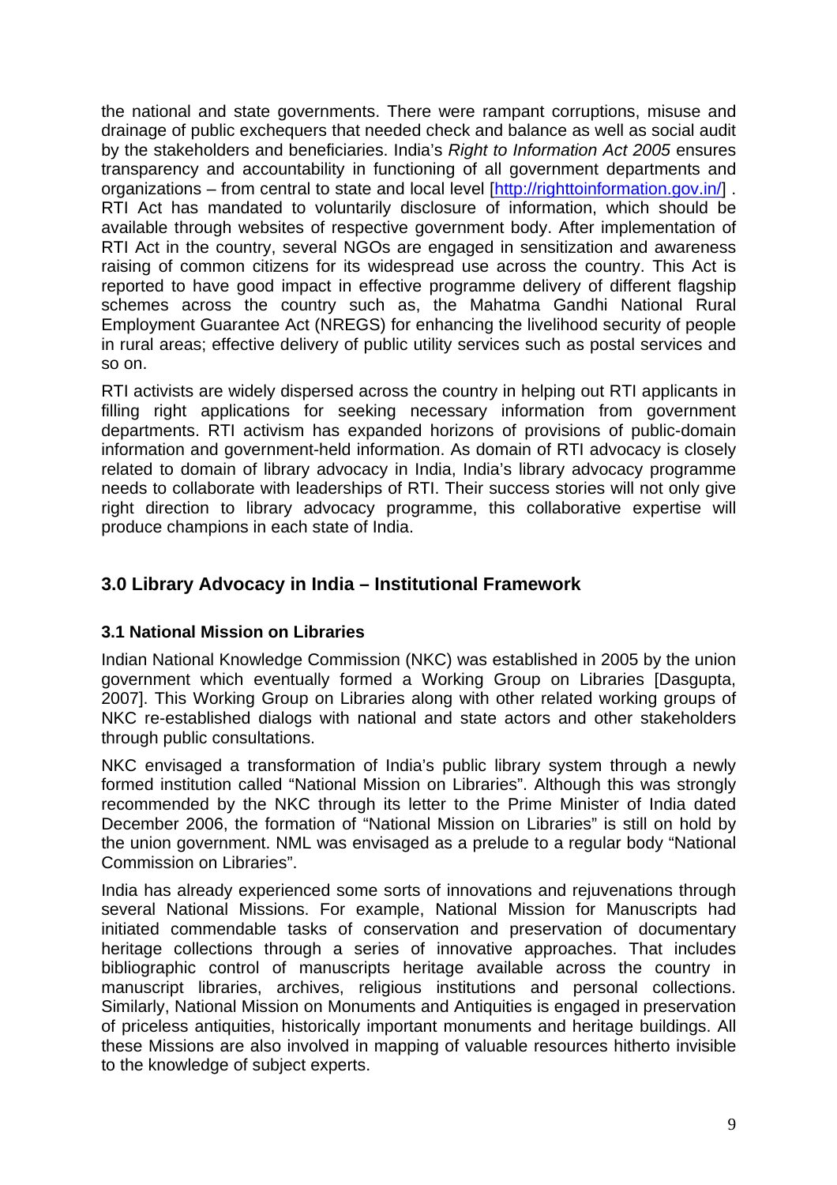the national and state governments. There were rampant corruptions, misuse and drainage of public exchequers that needed check and balance as well as social audit by the stakeholders and beneficiaries. India's *Right to Information Act 2005* ensures transparency and accountability in functioning of all government departments and organizations – from central to state and local level [http://righttoinformation.gov.in/] . RTI Act has mandated to voluntarily disclosure of information, which should be available through websites of respective government body. After implementation of RTI Act in the country, several NGOs are engaged in sensitization and awareness raising of common citizens for its widespread use across the country. This Act is reported to have good impact in effective programme delivery of different flagship schemes across the country such as, the Mahatma Gandhi National Rural Employment Guarantee Act (NREGS) for enhancing the livelihood security of people in rural areas; effective delivery of public utility services such as postal services and so on.

RTI activists are widely dispersed across the country in helping out RTI applicants in filling right applications for seeking necessary information from government departments. RTI activism has expanded horizons of provisions of public-domain information and government-held information. As domain of RTI advocacy is closely related to domain of library advocacy in India, India's library advocacy programme needs to collaborate with leaderships of RTI. Their success stories will not only give right direction to library advocacy programme, this collaborative expertise will produce champions in each state of India.

## 3.0 Library Advocacy in India – Institutional Framework

### 3.1 National Mission on Libraries

Indian National Knowledge Commission (NKC) was established in 2005 by the union government which eventually formed a Working Group on Libraries [Dasgupta, 2007]. This Working Group on Libraries along with other related working groups of NKC re-established dialogs with national and state actors and other stakeholders through public consultations.

NKC envisaged a transformation of India's public library system through a newly formed institution called "National Mission on Libraries". Although this was strongly recommended by the NKC through its letter to the Prime Minister of India dated December 2006, the formation of "National Mission on Libraries" is still on hold by the union government. NML was envisaged as a prelude to a regular body "National Commission on Libraries".

India has already experienced some sorts of innovations and rejuvenations through several National Missions. For example, National Mission for Manuscripts had initiated commendable tasks of conservation and preservation of documentary heritage collections through a series of innovative approaches. That includes bibliographic control of manuscripts heritage available across the country in manuscript libraries, archives, religious institutions and personal collections. Similarly, National Mission on Monuments and Antiquities is engaged in preservation of priceless antiquities, historically important monuments and heritage buildings. All these Missions are also involved in mapping of valuable resources hitherto invisible to the knowledge of subject experts.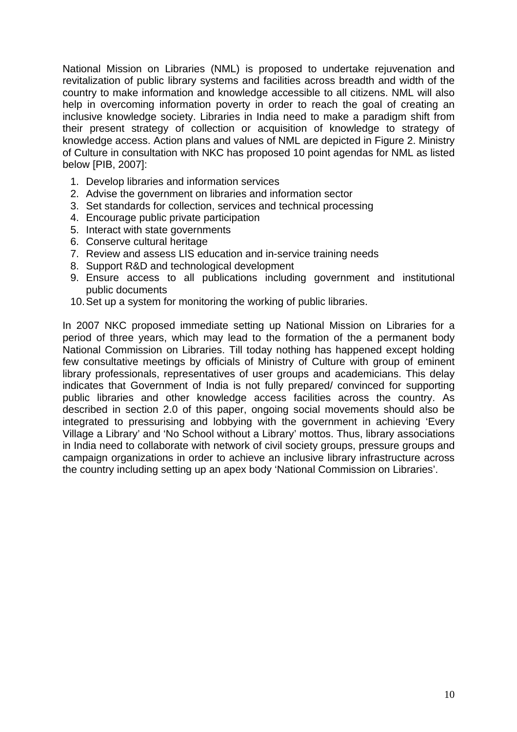National Mission on Libraries (NML) is proposed to undertake rejuvenation and revitalization of public library systems and facilities across breadth and width of the country to make information and knowledge accessible to all citizens. NML will also help in overcoming information poverty in order to reach the goal of creating an inclusive knowledge society. Libraries in India need to make a paradigm shift from their present strategy of collection or acquisition of knowledge to strategy of knowledge access. Action plans and values of NML are depicted in Figure 2. Ministry of Culture in consultation with NKC has proposed 10 point agendas for NML as listed below [PIB, 2007]:

1. Develop libraries and information services
2. Advise the government on libraries and information sector
3. Set standards for collection, services and technical processing
4. Encourage public private participation
5. Interact with state governments
6. Conserve cultural heritage
7. Review and assess LIS education and in-service training needs
8. Support R&D and technological development
9. Ensure access to all publications including government and institutional public documents
10. Set up a system for monitoring the working of public libraries.

In 2007 NKC proposed immediate setting up National Mission on Libraries for a period of three years, which may lead to the formation of the a permanent body National Commission on Libraries. Till today nothing has happened except holding few consultative meetings by officials of Ministry of Culture with group of eminent library professionals, representatives of user groups and academicians. This delay indicates that Government of India is not fully prepared/ convinced for supporting public libraries and other knowledge access facilities across the country. As described in section 2.0 of this paper, ongoing social movements should also be integrated to pressurising and lobbying with the government in achieving 'Every Village a Library' and 'No School without a Library' mottos. Thus, library associations in India need to collaborate with network of civil society groups, pressure groups and campaign organizations in order to achieve an inclusive library infrastructure across the country including setting up an apex body 'National Commission on Libraries'.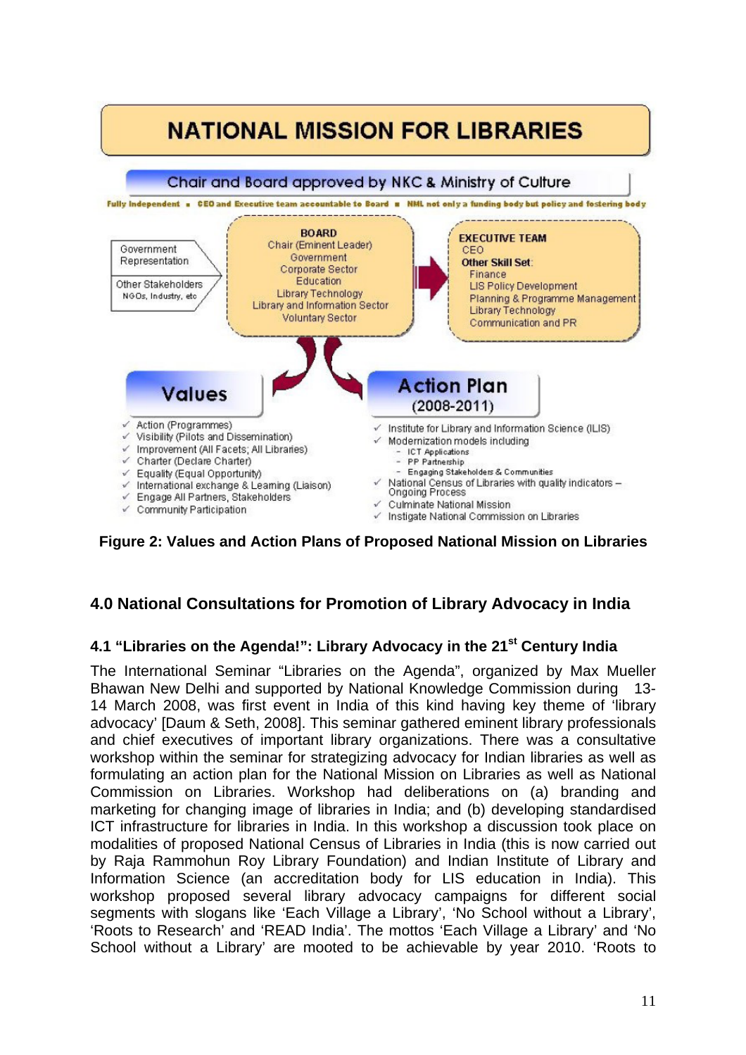# NATIONAL MISSION FOR LIBRARIES

Chair and Board approved by NKC & Ministry of Culture

Fully Independent ▪ CEO and Executive team accountable to Board ▪ NML not only a funding body but policy and fostering body

Government Representation

Other Stakeholders
NGOs, Industry, etc

**BOARD**
Chair (Eminent Leader)
Government
Corporate Sector
Education
Library Technology
Library and Information Sector
Voluntary Sector

**EXECUTIVE TEAM**
CEO
**Other Skill Set**:
Finance
LIS Policy Development
Planning & Programme Management
Library Technology
Communication and PR

**Values**

- ✓ Action (Programmes)
- ✓ Visibility (Pilots and Dissemination)
- ✓ Improvement (All Facets; All Libraries)
- ✓ Charter (Declare Charter)
- ✓ Equality (Equal Opportunity)
- ✓ International exchange & Learning (Liaison)
- ✓ Engage All Partners, Stakeholders
- ✓ Community Participation

**Action Plan (2008-2011)**

- ✓ Institute for Library and Information Science (ILIS)
- ✓ Modernization models including
  - ICT Applications
  - PP Partnership
  - Engaging Stakeholders & Communities
- ✓ National Census of Libraries with quality indicators – Ongoing Process
- ✓ Culminate National Mission
- ✓ Instigate National Commission on Libraries

**Figure 2: Values and Action Plans of Proposed National Mission on Libraries**

## 4.0 National Consultations for Promotion of Library Advocacy in India

### 4.1 "Libraries on the Agenda!": Library Advocacy in the 21st Century India

The International Seminar "Libraries on the Agenda", organized by Max Mueller Bhawan New Delhi and supported by National Knowledge Commission during 13-14 March 2008, was first event in India of this kind having key theme of 'library advocacy' [Daum & Seth, 2008]. This seminar gathered eminent library professionals and chief executives of important library organizations. There was a consultative workshop within the seminar for strategizing advocacy for Indian libraries as well as formulating an action plan for the National Mission on Libraries as well as National Commission on Libraries. Workshop had deliberations on (a) branding and marketing for changing image of libraries in India; and (b) developing standardised ICT infrastructure for libraries in India. In this workshop a discussion took place on modalities of proposed National Census of Libraries in India (this is now carried out by Raja Rammohun Roy Library Foundation) and Indian Institute of Library and Information Science (an accreditation body for LIS education in India). This workshop proposed several library advocacy campaigns for different social segments with slogans like 'Each Village a Library', 'No School without a Library', 'Roots to Research' and 'READ India'. The mottos 'Each Village a Library' and 'No School without a Library' are mooted to be achievable by year 2010. 'Roots to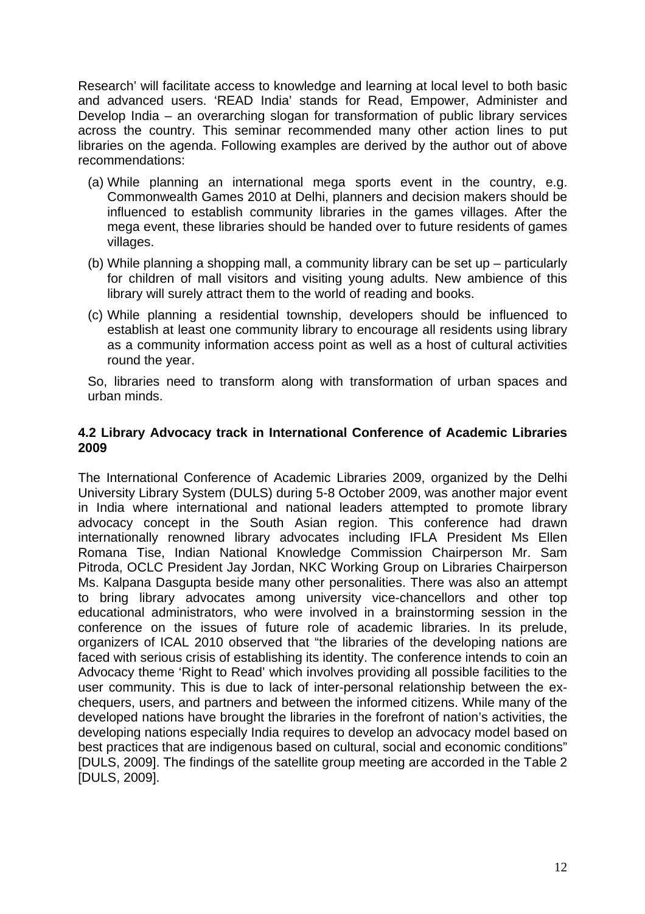Research' will facilitate access to knowledge and learning at local level to both basic and advanced users. 'READ India' stands for Read, Empower, Administer and Develop India – an overarching slogan for transformation of public library services across the country. This seminar recommended many other action lines to put libraries on the agenda. Following examples are derived by the author out of above recommendations:

(a) While planning an international mega sports event in the country, e.g. Commonwealth Games 2010 at Delhi, planners and decision makers should be influenced to establish community libraries in the games villages. After the mega event, these libraries should be handed over to future residents of games villages.

(b) While planning a shopping mall, a community library can be set up – particularly for children of mall visitors and visiting young adults. New ambience of this library will surely attract them to the world of reading and books.

(c) While planning a residential township, developers should be influenced to establish at least one community library to encourage all residents using library as a community information access point as well as a host of cultural activities round the year.

So, libraries need to transform along with transformation of urban spaces and urban minds.

### 4.2 Library Advocacy track in International Conference of Academic Libraries 2009

The International Conference of Academic Libraries 2009, organized by the Delhi University Library System (DULS) during 5-8 October 2009, was another major event in India where international and national leaders attempted to promote library advocacy concept in the South Asian region. This conference had drawn internationally renowned library advocates including IFLA President Ms Ellen Romana Tise, Indian National Knowledge Commission Chairperson Mr. Sam Pitroda, OCLC President Jay Jordan, NKC Working Group on Libraries Chairperson Ms. Kalpana Dasgupta beside many other personalities. There was also an attempt to bring library advocates among university vice-chancellors and other top educational administrators, who were involved in a brainstorming session in the conference on the issues of future role of academic libraries. In its prelude, organizers of ICAL 2010 observed that "the libraries of the developing nations are faced with serious crisis of establishing its identity. The conference intends to coin an Advocacy theme 'Right to Read' which involves providing all possible facilities to the user community. This is due to lack of inter-personal relationship between the ex-chequers, users, and partners and between the informed citizens. While many of the developed nations have brought the libraries in the forefront of nation's activities, the developing nations especially India requires to develop an advocacy model based on best practices that are indigenous based on cultural, social and economic conditions" [DULS, 2009]. The findings of the satellite group meeting are accorded in the Table 2 [DULS, 2009].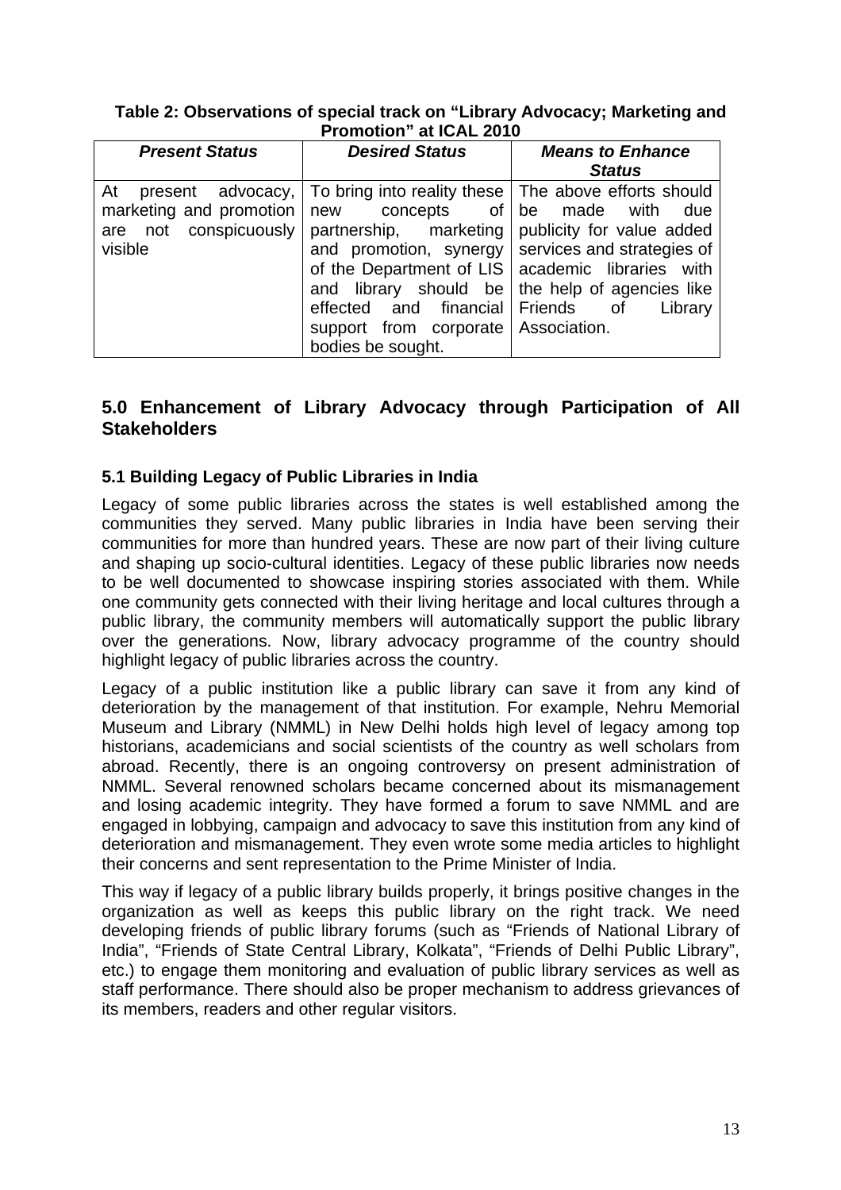**Table 2: Observations of special track on "Library Advocacy; Marketing and Promotion" at ICAL 2010**

| *Present Status* | *Desired Status* | *Means to Enhance Status* |
|---|---|---|
| At present advocacy, marketing and promotion are not conspicuously visible | To bring into reality these new concepts of partnership, marketing and promotion, synergy of the Department of LIS and library should be effected and financial support from corporate bodies be sought. | The above efforts should be made with due publicity for value added services and strategies of academic libraries with the help of agencies like Friends of Library Association. |

## 5.0 Enhancement of Library Advocacy through Participation of All Stakeholders

### 5.1 Building Legacy of Public Libraries in India

Legacy of some public libraries across the states is well established among the communities they served. Many public libraries in India have been serving their communities for more than hundred years. These are now part of their living culture and shaping up socio-cultural identities. Legacy of these public libraries now needs to be well documented to showcase inspiring stories associated with them. While one community gets connected with their living heritage and local cultures through a public library, the community members will automatically support the public library over the generations. Now, library advocacy programme of the country should highlight legacy of public libraries across the country.

Legacy of a public institution like a public library can save it from any kind of deterioration by the management of that institution. For example, Nehru Memorial Museum and Library (NMML) in New Delhi holds high level of legacy among top historians, academicians and social scientists of the country as well scholars from abroad. Recently, there is an ongoing controversy on present administration of NMML. Several renowned scholars became concerned about its mismanagement and losing academic integrity. They have formed a forum to save NMML and are engaged in lobbying, campaign and advocacy to save this institution from any kind of deterioration and mismanagement. They even wrote some media articles to highlight their concerns and sent representation to the Prime Minister of India.

This way if legacy of a public library builds properly, it brings positive changes in the organization as well as keeps this public library on the right track. We need developing friends of public library forums (such as "Friends of National Library of India", "Friends of State Central Library, Kolkata", "Friends of Delhi Public Library", etc.) to engage them monitoring and evaluation of public library services as well as staff performance. There should also be proper mechanism to address grievances of its members, readers and other regular visitors.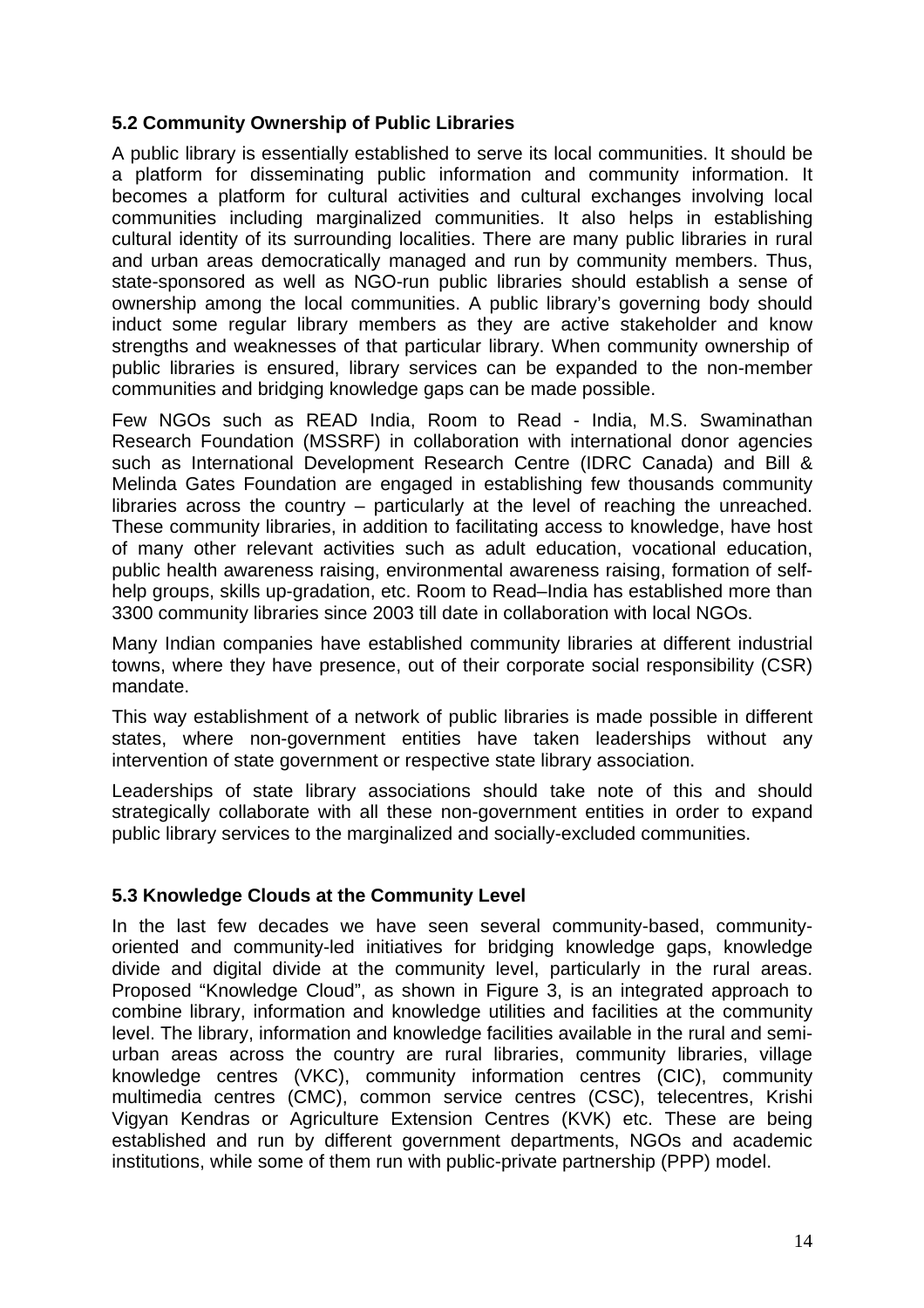### 5.2 Community Ownership of Public Libraries

A public library is essentially established to serve its local communities. It should be a platform for disseminating public information and community information. It becomes a platform for cultural activities and cultural exchanges involving local communities including marginalized communities. It also helps in establishing cultural identity of its surrounding localities. There are many public libraries in rural and urban areas democratically managed and run by community members. Thus, state-sponsored as well as NGO-run public libraries should establish a sense of ownership among the local communities. A public library's governing body should induct some regular library members as they are active stakeholder and know strengths and weaknesses of that particular library. When community ownership of public libraries is ensured, library services can be expanded to the non-member communities and bridging knowledge gaps can be made possible.

Few NGOs such as READ India, Room to Read - India, M.S. Swaminathan Research Foundation (MSSRF) in collaboration with international donor agencies such as International Development Research Centre (IDRC Canada) and Bill & Melinda Gates Foundation are engaged in establishing few thousands community libraries across the country – particularly at the level of reaching the unreached. These community libraries, in addition to facilitating access to knowledge, have host of many other relevant activities such as adult education, vocational education, public health awareness raising, environmental awareness raising, formation of self-help groups, skills up-gradation, etc. Room to Read–India has established more than 3300 community libraries since 2003 till date in collaboration with local NGOs.

Many Indian companies have established community libraries at different industrial towns, where they have presence, out of their corporate social responsibility (CSR) mandate.

This way establishment of a network of public libraries is made possible in different states, where non-government entities have taken leaderships without any intervention of state government or respective state library association.

Leaderships of state library associations should take note of this and should strategically collaborate with all these non-government entities in order to expand public library services to the marginalized and socially-excluded communities.

### 5.3 Knowledge Clouds at the Community Level

In the last few decades we have seen several community-based, community-oriented and community-led initiatives for bridging knowledge gaps, knowledge divide and digital divide at the community level, particularly in the rural areas. Proposed "Knowledge Cloud", as shown in Figure 3, is an integrated approach to combine library, information and knowledge utilities and facilities at the community level. The library, information and knowledge facilities available in the rural and semi-urban areas across the country are rural libraries, community libraries, village knowledge centres (VKC), community information centres (CIC), community multimedia centres (CMC), common service centres (CSC), telecentres, Krishi Vigyan Kendras or Agriculture Extension Centres (KVK) etc. These are being established and run by different government departments, NGOs and academic institutions, while some of them run with public-private partnership (PPP) model.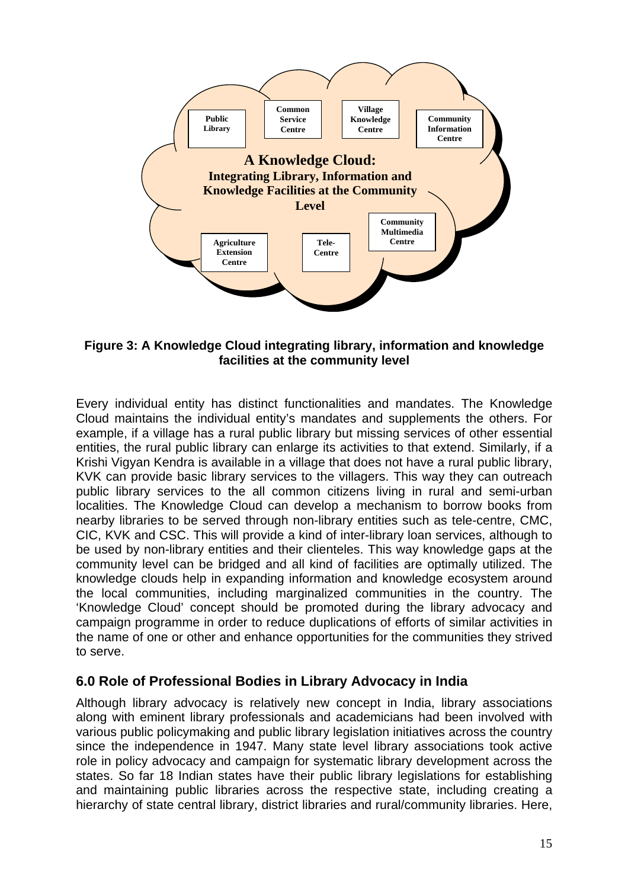A Knowledge Cloud: Integrating Library, Information and Knowledge Facilities at the Community Level

Public Library | Common Service Centre | Village Knowledge Centre | Community Information Centre | Community Multimedia Centre | Agriculture Extension Centre | Tele-Centre

**Figure 3: A Knowledge Cloud integrating library, information and knowledge facilities at the community level**

Every individual entity has distinct functionalities and mandates. The Knowledge Cloud maintains the individual entity's mandates and supplements the others. For example, if a village has a rural public library but missing services of other essential entities, the rural public library can enlarge its activities to that extend. Similarly, if a Krishi Vigyan Kendra is available in a village that does not have a rural public library, KVK can provide basic library services to the villagers. This way they can outreach public library services to the all common citizens living in rural and semi-urban localities. The Knowledge Cloud can develop a mechanism to borrow books from nearby libraries to be served through non-library entities such as tele-centre, CMC, CIC, KVK and CSC. This will provide a kind of inter-library loan services, although to be used by non-library entities and their clienteles. This way knowledge gaps at the community level can be bridged and all kind of facilities are optimally utilized. The knowledge clouds help in expanding information and knowledge ecosystem around the local communities, including marginalized communities in the country. The 'Knowledge Cloud' concept should be promoted during the library advocacy and campaign programme in order to reduce duplications of efforts of similar activities in the name of one or other and enhance opportunities for the communities they strived to serve.

## 6.0 Role of Professional Bodies in Library Advocacy in India

Although library advocacy is relatively new concept in India, library associations along with eminent library professionals and academicians had been involved with various public policymaking and public library legislation initiatives across the country since the independence in 1947. Many state level library associations took active role in policy advocacy and campaign for systematic library development across the states. So far 18 Indian states have their public library legislations for establishing and maintaining public libraries across the respective state, including creating a hierarchy of state central library, district libraries and rural/community libraries. Here,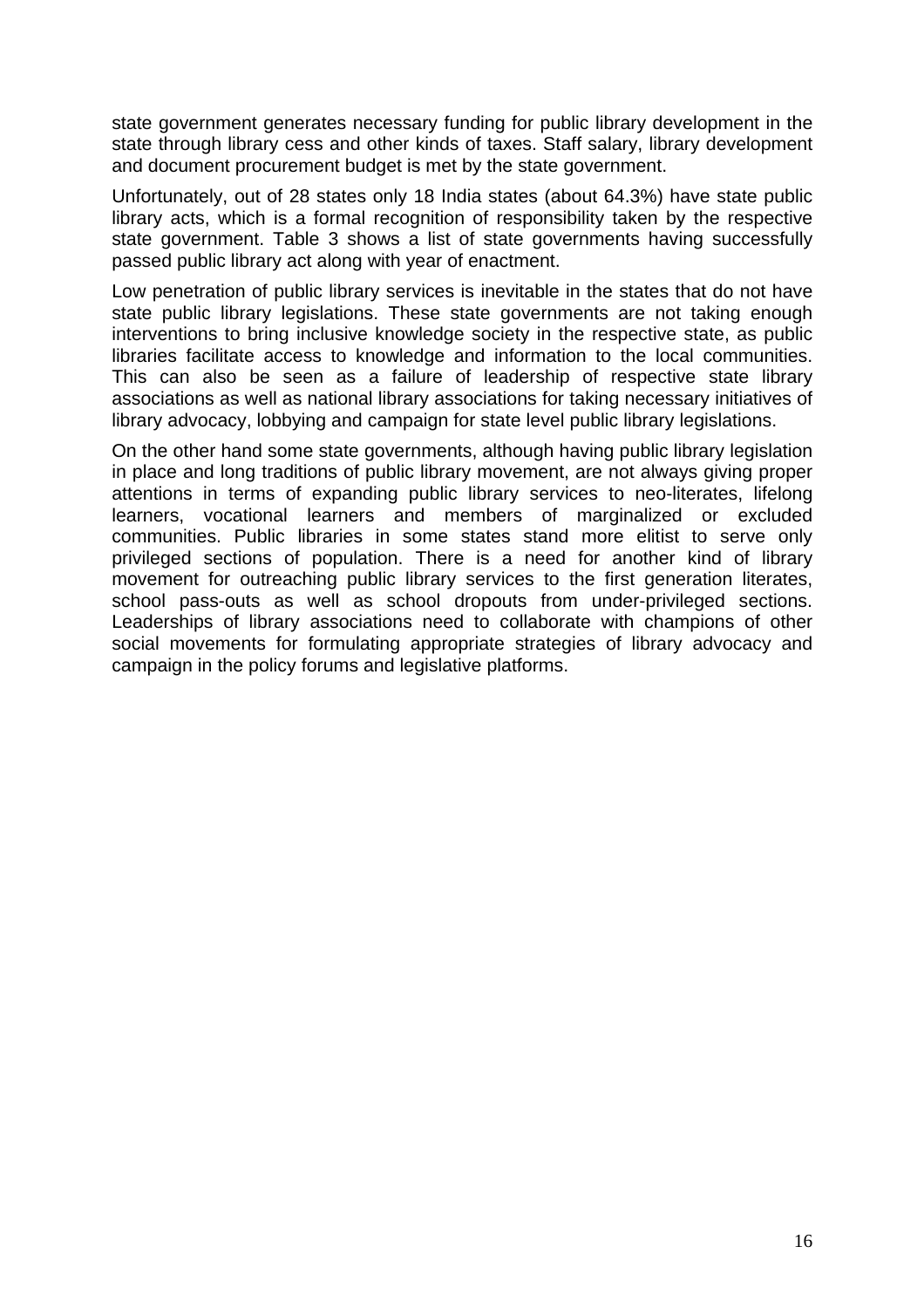state government generates necessary funding for public library development in the state through library cess and other kinds of taxes. Staff salary, library development and document procurement budget is met by the state government.

Unfortunately, out of 28 states only 18 India states (about 64.3%) have state public library acts, which is a formal recognition of responsibility taken by the respective state government. Table 3 shows a list of state governments having successfully passed public library act along with year of enactment.

Low penetration of public library services is inevitable in the states that do not have state public library legislations. These state governments are not taking enough interventions to bring inclusive knowledge society in the respective state, as public libraries facilitate access to knowledge and information to the local communities. This can also be seen as a failure of leadership of respective state library associations as well as national library associations for taking necessary initiatives of library advocacy, lobbying and campaign for state level public library legislations.

On the other hand some state governments, although having public library legislation in place and long traditions of public library movement, are not always giving proper attentions in terms of expanding public library services to neo-literates, lifelong learners, vocational learners and members of marginalized or excluded communities. Public libraries in some states stand more elitist to serve only privileged sections of population. There is a need for another kind of library movement for outreaching public library services to the first generation literates, school pass-outs as well as school dropouts from under-privileged sections. Leaderships of library associations need to collaborate with champions of other social movements for formulating appropriate strategies of library advocacy and campaign in the policy forums and legislative platforms.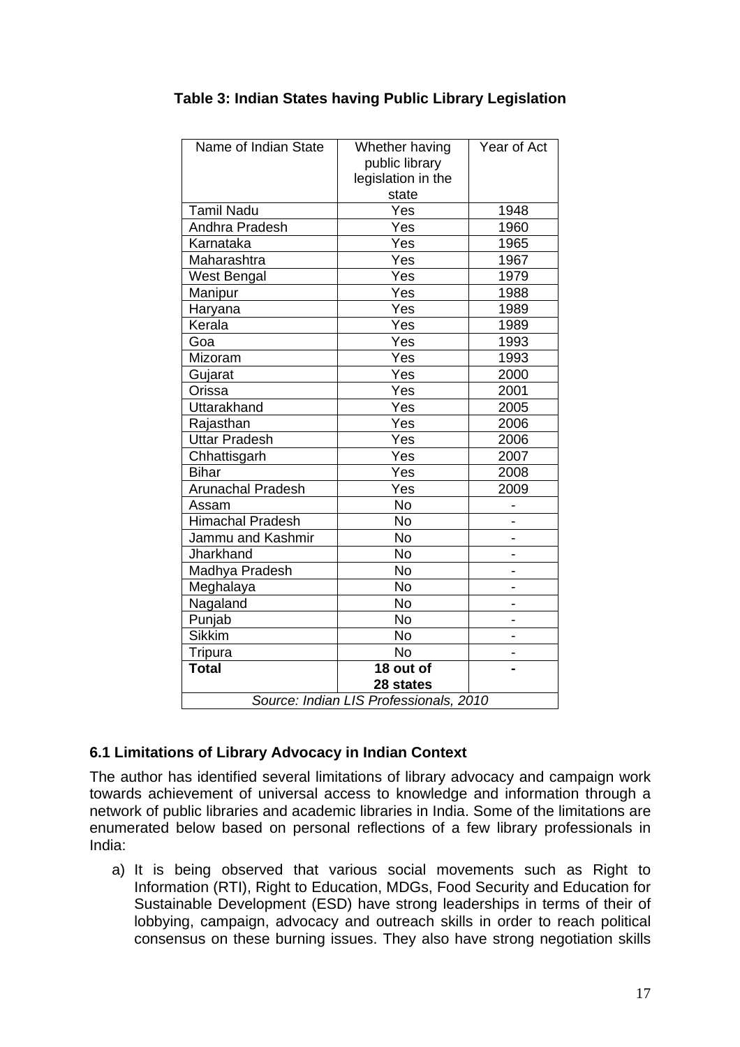**Table 3: Indian States having Public Library Legislation**

| Name of Indian State | Whether having public library legislation in the state | Year of Act |
|---|---|---|
| Tamil Nadu | Yes | 1948 |
| Andhra Pradesh | Yes | 1960 |
| Karnataka | Yes | 1965 |
| Maharashtra | Yes | 1967 |
| West Bengal | Yes | 1979 |
| Manipur | Yes | 1988 |
| Haryana | Yes | 1989 |
| Kerala | Yes | 1989 |
| Goa | Yes | 1993 |
| Mizoram | Yes | 1993 |
| Gujarat | Yes | 2000 |
| Orissa | Yes | 2001 |
| Uttarakhand | Yes | 2005 |
| Rajasthan | Yes | 2006 |
| Uttar Pradesh | Yes | 2006 |
| Chhattisgarh | Yes | 2007 |
| Bihar | Yes | 2008 |
| Arunachal Pradesh | Yes | 2009 |
| Assam | No | - |
| Himachal Pradesh | No | - |
| Jammu and Kashmir | No | - |
| Jharkhand | No | - |
| Madhya Pradesh | No | - |
| Meghalaya | No | - |
| Nagaland | No | - |
| Punjab | No | - |
| Sikkim | No | - |
| Tripura | No | - |
| **Total** | **18 out of 28 states** | **-** |

*Source: Indian LIS Professionals, 2010*

### 6.1 Limitations of Library Advocacy in Indian Context

The author has identified several limitations of library advocacy and campaign work towards achievement of universal access to knowledge and information through a network of public libraries and academic libraries in India. Some of the limitations are enumerated below based on personal reflections of a few library professionals in India:

a) It is being observed that various social movements such as Right to Information (RTI), Right to Education, MDGs, Food Security and Education for Sustainable Development (ESD) have strong leaderships in terms of their of lobbying, campaign, advocacy and outreach skills in order to reach political consensus on these burning issues. They also have strong negotiation skills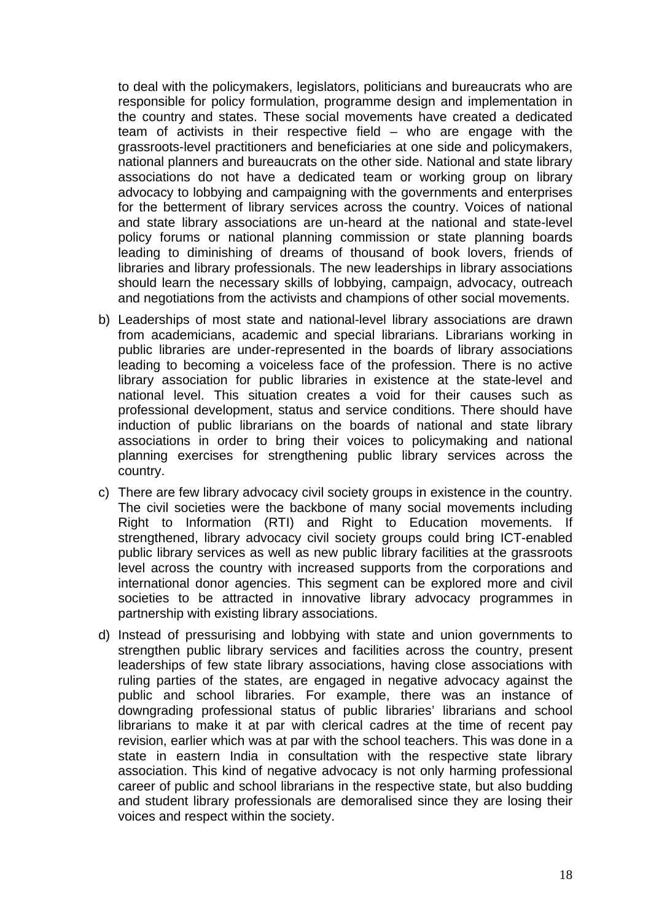to deal with the policymakers, legislators, politicians and bureaucrats who are responsible for policy formulation, programme design and implementation in the country and states. These social movements have created a dedicated team of activists in their respective field – who are engage with the grassroots-level practitioners and beneficiaries at one side and policymakers, national planners and bureaucrats on the other side. National and state library associations do not have a dedicated team or working group on library advocacy to lobbying and campaigning with the governments and enterprises for the betterment of library services across the country. Voices of national and state library associations are un-heard at the national and state-level policy forums or national planning commission or state planning boards leading to diminishing of dreams of thousand of book lovers, friends of libraries and library professionals. The new leaderships in library associations should learn the necessary skills of lobbying, campaign, advocacy, outreach and negotiations from the activists and champions of other social movements.

b) Leaderships of most state and national-level library associations are drawn from academicians, academic and special librarians. Librarians working in public libraries are under-represented in the boards of library associations leading to becoming a voiceless face of the profession. There is no active library association for public libraries in existence at the state-level and national level. This situation creates a void for their causes such as professional development, status and service conditions. There should have induction of public librarians on the boards of national and state library associations in order to bring their voices to policymaking and national planning exercises for strengthening public library services across the country.

c) There are few library advocacy civil society groups in existence in the country. The civil societies were the backbone of many social movements including Right to Information (RTI) and Right to Education movements. If strengthened, library advocacy civil society groups could bring ICT-enabled public library services as well as new public library facilities at the grassroots level across the country with increased supports from the corporations and international donor agencies. This segment can be explored more and civil societies to be attracted in innovative library advocacy programmes in partnership with existing library associations.

d) Instead of pressurising and lobbying with state and union governments to strengthen public library services and facilities across the country, present leaderships of few state library associations, having close associations with ruling parties of the states, are engaged in negative advocacy against the public and school libraries. For example, there was an instance of downgrading professional status of public libraries' librarians and school librarians to make it at par with clerical cadres at the time of recent pay revision, earlier which was at par with the school teachers. This was done in a state in eastern India in consultation with the respective state library association. This kind of negative advocacy is not only harming professional career of public and school librarians in the respective state, but also budding and student library professionals are demoralised since they are losing their voices and respect within the society.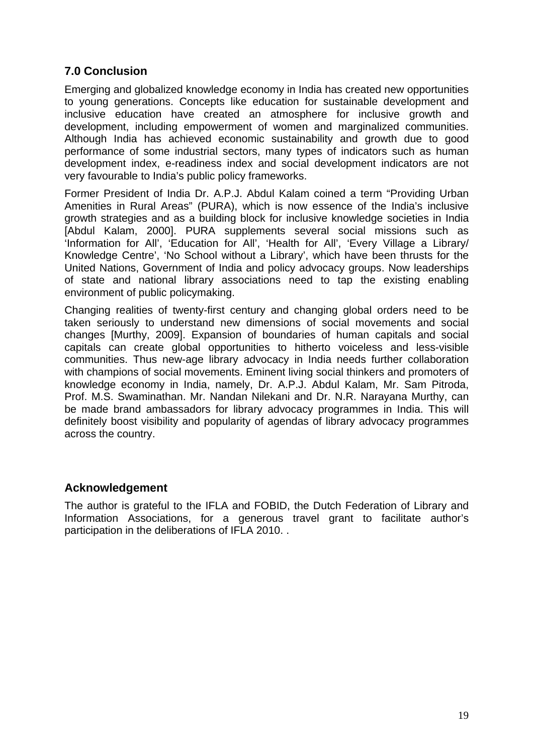## 7.0 Conclusion

Emerging and globalized knowledge economy in India has created new opportunities to young generations. Concepts like education for sustainable development and inclusive education have created an atmosphere for inclusive growth and development, including empowerment of women and marginalized communities. Although India has achieved economic sustainability and growth due to good performance of some industrial sectors, many types of indicators such as human development index, e-readiness index and social development indicators are not very favourable to India's public policy frameworks.

Former President of India Dr. A.P.J. Abdul Kalam coined a term "Providing Urban Amenities in Rural Areas" (PURA), which is now essence of the India's inclusive growth strategies and as a building block for inclusive knowledge societies in India [Abdul Kalam, 2000]. PURA supplements several social missions such as 'Information for All', 'Education for All', 'Health for All', 'Every Village a Library/ Knowledge Centre', 'No School without a Library', which have been thrusts for the United Nations, Government of India and policy advocacy groups. Now leaderships of state and national library associations need to tap the existing enabling environment of public policymaking.

Changing realities of twenty-first century and changing global orders need to be taken seriously to understand new dimensions of social movements and social changes [Murthy, 2009]. Expansion of boundaries of human capitals and social capitals can create global opportunities to hitherto voiceless and less-visible communities. Thus new-age library advocacy in India needs further collaboration with champions of social movements. Eminent living social thinkers and promoters of knowledge economy in India, namely, Dr. A.P.J. Abdul Kalam, Mr. Sam Pitroda, Prof. M.S. Swaminathan. Mr. Nandan Nilekani and Dr. N.R. Narayana Murthy, can be made brand ambassadors for library advocacy programmes in India. This will definitely boost visibility and popularity of agendas of library advocacy programmes across the country.

## Acknowledgement

The author is grateful to the IFLA and FOBID, the Dutch Federation of Library and Information Associations, for a generous travel grant to facilitate author's participation in the deliberations of IFLA 2010. .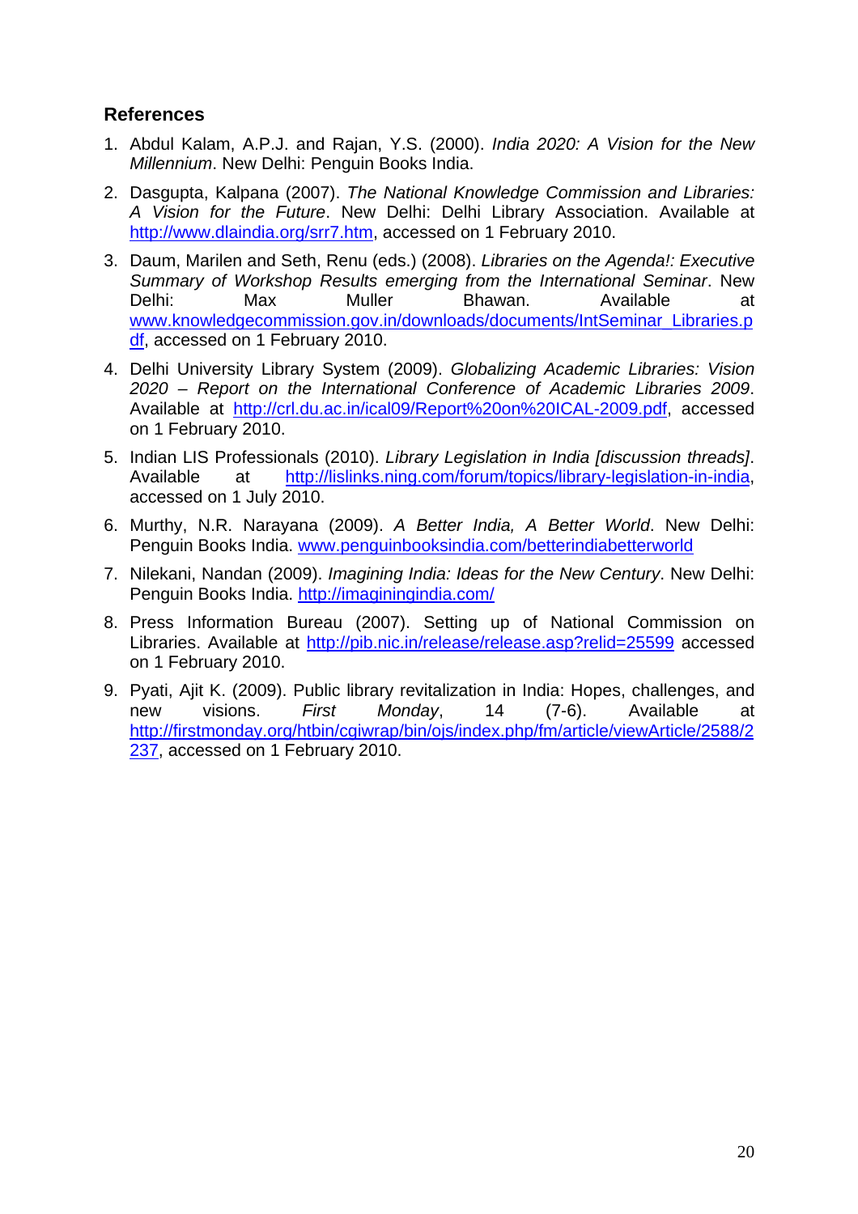## References

1. Abdul Kalam, A.P.J. and Rajan, Y.S. (2000). *India 2020: A Vision for the New Millennium*. New Delhi: Penguin Books India.
2. Dasgupta, Kalpana (2007). *The National Knowledge Commission and Libraries: A Vision for the Future*. New Delhi: Delhi Library Association. Available at http://www.dlaindia.org/srr7.htm, accessed on 1 February 2010.
3. Daum, Marilen and Seth, Renu (eds.) (2008). *Libraries on the Agenda!: Executive Summary of Workshop Results emerging from the International Seminar*. New Delhi: Max Muller Bhawan. Available at www.knowledgecommission.gov.in/downloads/documents/IntSeminar_Libraries.pdf, accessed on 1 February 2010.
4. Delhi University Library System (2009). *Globalizing Academic Libraries: Vision 2020 – Report on the International Conference of Academic Libraries 2009*. Available at http://crl.du.ac.in/ical09/Report%20on%20ICAL-2009.pdf, accessed on 1 February 2010.
5. Indian LIS Professionals (2010). *Library Legislation in India [discussion threads]*. Available at http://lislinks.ning.com/forum/topics/library-legislation-in-india, accessed on 1 July 2010.
6. Murthy, N.R. Narayana (2009). *A Better India, A Better World*. New Delhi: Penguin Books India. www.penguinbooksindia.com/betterindiabetterworld
7. Nilekani, Nandan (2009). *Imagining India: Ideas for the New Century*. New Delhi: Penguin Books India. http://imaginingindia.com/
8. Press Information Bureau (2007). Setting up of National Commission on Libraries. Available at http://pib.nic.in/release/release.asp?relid=25599 accessed on 1 February 2010.
9. Pyati, Ajit K. (2009). Public library revitalization in India: Hopes, challenges, and new visions. *First Monday*, 14 (7-6). Available at http://firstmonday.org/htbin/cgiwrap/bin/ojs/index.php/fm/article/viewArticle/2588/2237, accessed on 1 February 2010.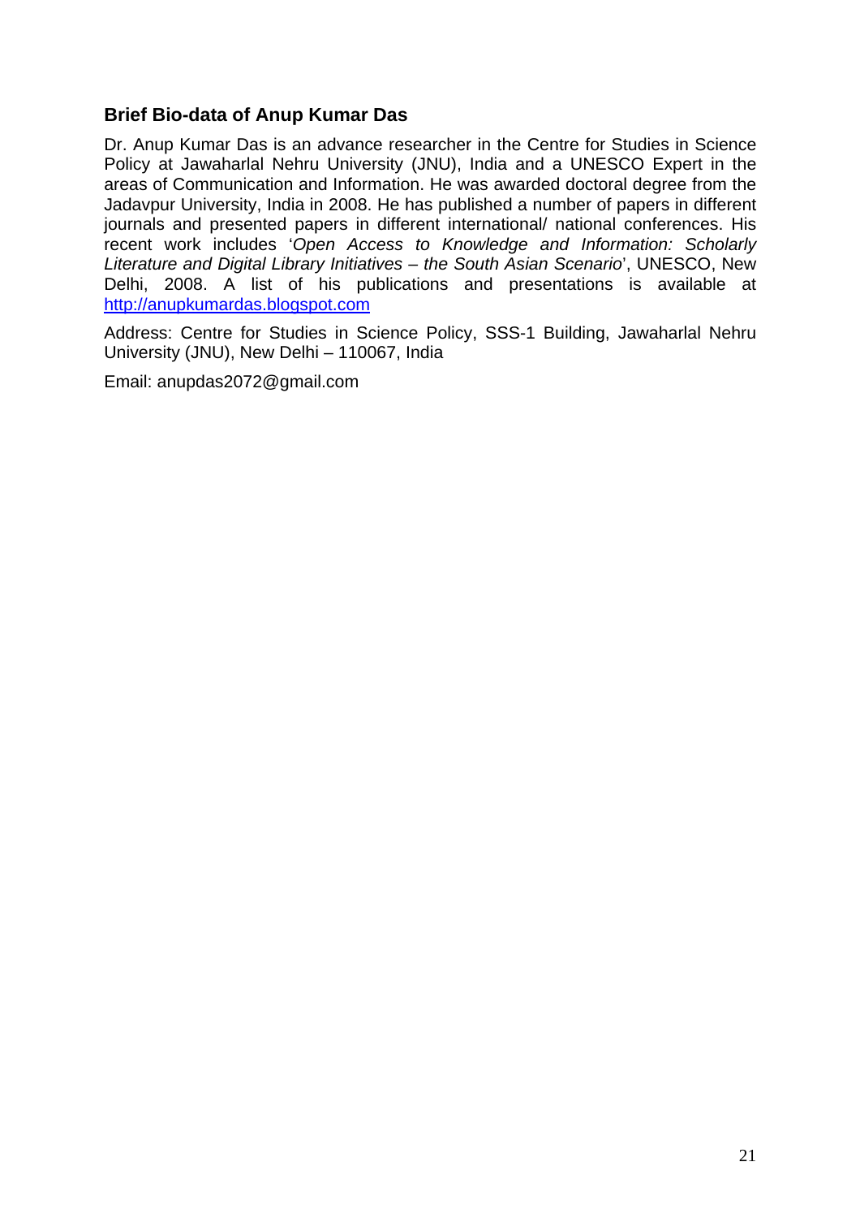### Brief Bio-data of Anup Kumar Das

Dr. Anup Kumar Das is an advance researcher in the Centre for Studies in Science Policy at Jawaharlal Nehru University (JNU), India and a UNESCO Expert in the areas of Communication and Information. He was awarded doctoral degree from the Jadavpur University, India in 2008. He has published a number of papers in different journals and presented papers in different international/ national conferences. His recent work includes '*Open Access to Knowledge and Information: Scholarly Literature and Digital Library Initiatives – the South Asian Scenario*', UNESCO, New Delhi, 2008. A list of his publications and presentations is available at [http://anupkumardas.blogspot.com](http://anupkumardas.blogspot.com)

Address: Centre for Studies in Science Policy, SSS-1 Building, Jawaharlal Nehru University (JNU), New Delhi – 110067, India

Email: anupdas2072@gmail.com